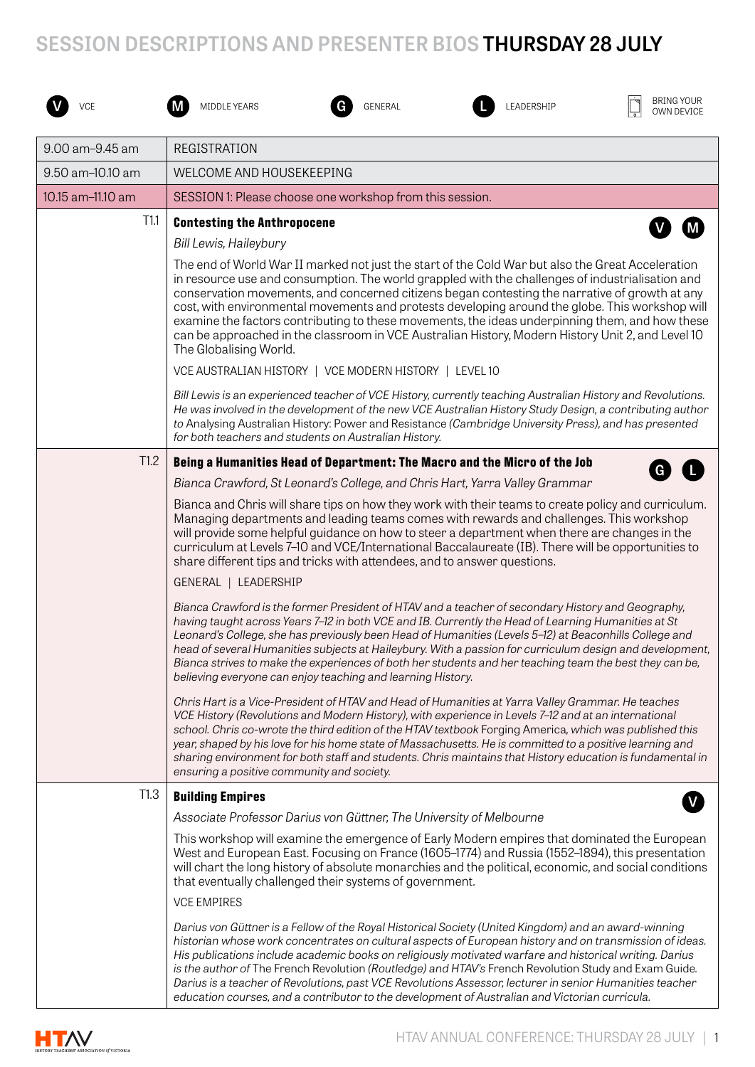# SESSION DESCRIPTIONS AND PRESENTER BIOS THURSDAY 28 JULY

V VCE | M MIDDLE YEARS | G GENERAL | L LEADERSHIP | BRING YOUR OWN DEVICE

| | |
|---|---|
| 9.00 am–9.45 am | REGISTRATION |
| 9.50 am–10.10 am | WELCOME AND HOUSEKEEPING |
| 10.15 am–11.10 am | SESSION 1: Please choose one workshop from this session. |

## T1.1 Contesting the Anthropocene (V) (M)

*Bill Lewis, Haileybury*

The end of World War II marked not just the start of the Cold War but also the Great Acceleration in resource use and consumption. The world grappled with the challenges of industrialisation and conservation movements, and concerned citizens began contesting the narrative of growth at any cost, with environmental movements and protests developing around the globe. This workshop will examine the factors contributing to these movements, the ideas underpinning them, and how these can be approached in the classroom in VCE Australian History, Modern History Unit 2, and Level 10 The Globalising World.

VCE AUSTRALIAN HISTORY | VCE MODERN HISTORY | LEVEL 10

*Bill Lewis is an experienced teacher of VCE History, currently teaching Australian History and Revolutions. He was involved in the development of the new VCE Australian History Study Design, a contributing author to* Analysing Australian History: Power and Resistance *(Cambridge University Press), and has presented for both teachers and students on Australian History.*

## T1.2 Being a Humanities Head of Department: The Macro and the Micro of the Job (G) (L)

*Bianca Crawford, St Leonard's College, and Chris Hart, Yarra Valley Grammar*

Bianca and Chris will share tips on how they work with their teams to create policy and curriculum. Managing departments and leading teams comes with rewards and challenges. This workshop will provide some helpful guidance on how to steer a department when there are changes in the curriculum at Levels 7–10 and VCE/International Baccalaureate (IB). There will be opportunities to share different tips and tricks with attendees, and to answer questions.

GENERAL | LEADERSHIP

*Bianca Crawford is the former President of HTAV and a teacher of secondary History and Geography, having taught across Years 7–12 in both VCE and IB. Currently the Head of Learning Humanities at St Leonard's College, she has previously been Head of Humanities (Levels 5–12) at Beaconhills College and head of several Humanities subjects at Haileybury. With a passion for curriculum design and development, Bianca strives to make the experiences of both her students and her teaching team the best they can be, believing everyone can enjoy teaching and learning History.*

*Chris Hart is a Vice-President of HTAV and Head of Humanities at Yarra Valley Grammar. He teaches VCE History (Revolutions and Modern History), with experience in Levels 7–12 and at an international school. Chris co-wrote the third edition of the HTAV textbook* Forging America, *which was published this year, shaped by his love for his home state of Massachusetts. He is committed to a positive learning and sharing environment for both staff and students. Chris maintains that History education is fundamental in ensuring a positive community and society.*

## T1.3 Building Empires (V)

*Associate Professor Darius von Güttner, The University of Melbourne*

This workshop will examine the emergence of Early Modern empires that dominated the European West and European East. Focusing on France (1605–1774) and Russia (1552–1894), this presentation will chart the long history of absolute monarchies and the political, economic, and social conditions that eventually challenged their systems of government.

VCE EMPIRES

*Darius von Güttner is a Fellow of the Royal Historical Society (United Kingdom) and an award-winning historian whose work concentrates on cultural aspects of European history and on transmission of ideas. His publications include academic books on religiously motivated warfare and historical writing. Darius is the author of* The French Revolution *(Routledge) and HTAV's* French Revolution Study and Exam Guide*. Darius is a teacher of Revolutions, past VCE Revolutions Assessor, lecturer in senior Humanities teacher education courses, and a contributor to the development of Australian and Victorian curricula.*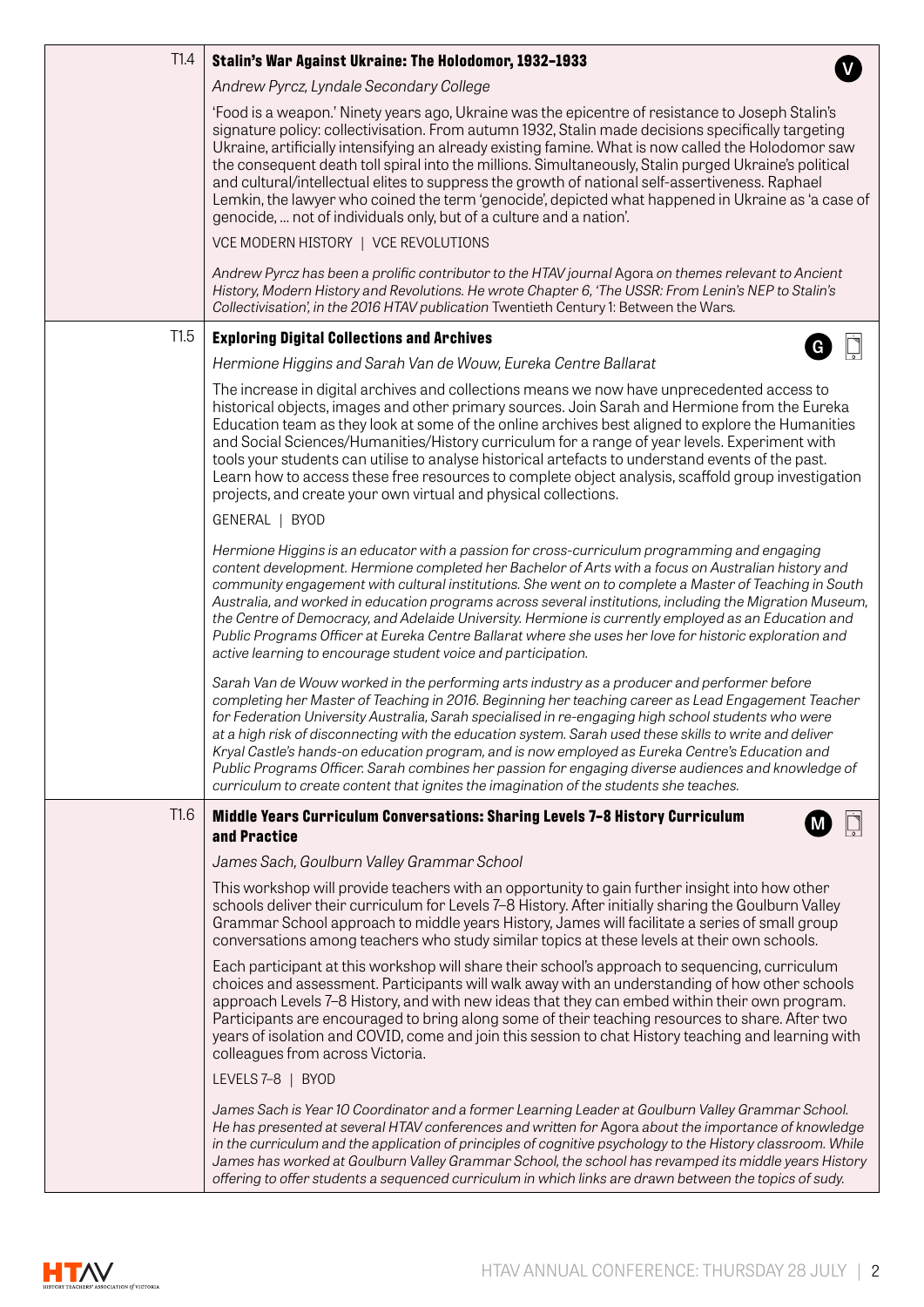## T1.4 Stalin's War Against Ukraine: The Holodomor, 1932–1933

V

*Andrew Pyrcz, Lyndale Secondary College*

'Food is a weapon.' Ninety years ago, Ukraine was the epicentre of resistance to Joseph Stalin's signature policy: collectivisation. From autumn 1932, Stalin made decisions specifically targeting Ukraine, artificially intensifying an already existing famine. What is now called the Holodomor saw the consequent death toll spiral into the millions. Simultaneously, Stalin purged Ukraine's political and cultural/intellectual elites to suppress the growth of national self-assertiveness. Raphael Lemkin, the lawyer who coined the term 'genocide', depicted what happened in Ukraine as 'a case of genocide, ... not of individuals only, but of a culture and a nation'.

VCE MODERN HISTORY | VCE REVOLUTIONS

*Andrew Pyrcz has been a prolific contributor to the HTAV journal* Agora *on themes relevant to Ancient History, Modern History and Revolutions. He wrote Chapter 6, 'The USSR: From Lenin's NEP to Stalin's Collectivisation', in the 2016 HTAV publication* Twentieth Century 1: Between the Wars*.*

## T1.5 Exploring Digital Collections and Archives

G

*Hermione Higgins and Sarah Van de Wouw, Eureka Centre Ballarat*

The increase in digital archives and collections means we now have unprecedented access to historical objects, images and other primary sources. Join Sarah and Hermione from the Eureka Education team as they look at some of the online archives best aligned to explore the Humanities and Social Sciences/Humanities/History curriculum for a range of year levels. Experiment with tools your students can utilise to analyse historical artefacts to understand events of the past. Learn how to access these free resources to complete object analysis, scaffold group investigation projects, and create your own virtual and physical collections.

GENERAL | BYOD

*Hermione Higgins is an educator with a passion for cross-curriculum programming and engaging content development. Hermione completed her Bachelor of Arts with a focus on Australian history and community engagement with cultural institutions. She went on to complete a Master of Teaching in South Australia, and worked in education programs across several institutions, including the Migration Museum, the Centre of Democracy, and Adelaide University. Hermione is currently employed as an Education and Public Programs Officer at Eureka Centre Ballarat where she uses her love for historic exploration and active learning to encourage student voice and participation.*

*Sarah Van de Wouw worked in the performing arts industry as a producer and performer before completing her Master of Teaching in 2016. Beginning her teaching career as Lead Engagement Teacher for Federation University Australia, Sarah specialised in re-engaging high school students who were at a high risk of disconnecting with the education system. Sarah used these skills to write and deliver Kryal Castle's hands-on education program, and is now employed as Eureka Centre's Education and Public Programs Officer. Sarah combines her passion for engaging diverse audiences and knowledge of curriculum to create content that ignites the imagination of the students she teaches.*

## T1.6 Middle Years Curriculum Conversations: Sharing Levels 7–8 History Curriculum and Practice

M

*James Sach, Goulburn Valley Grammar School*

This workshop will provide teachers with an opportunity to gain further insight into how other schools deliver their curriculum for Levels 7–8 History. After initially sharing the Goulburn Valley Grammar School approach to middle years History, James will facilitate a series of small group conversations among teachers who study similar topics at these levels at their own schools.

Each participant at this workshop will share their school's approach to sequencing, curriculum choices and assessment. Participants will walk away with an understanding of how other schools approach Levels 7–8 History, and with new ideas that they can embed within their own program. Participants are encouraged to bring along some of their teaching resources to share. After two years of isolation and COVID, come and join this session to chat History teaching and learning with colleagues from across Victoria.

LEVELS 7–8 | BYOD

*James Sach is Year 10 Coordinator and a former Learning Leader at Goulburn Valley Grammar School. He has presented at several HTAV conferences and written for* Agora *about the importance of knowledge in the curriculum and the application of principles of cognitive psychology to the History classroom. While James has worked at Goulburn Valley Grammar School, the school has revamped its middle years History offering to offer students a sequenced curriculum in which links are drawn between the topics of sudy.*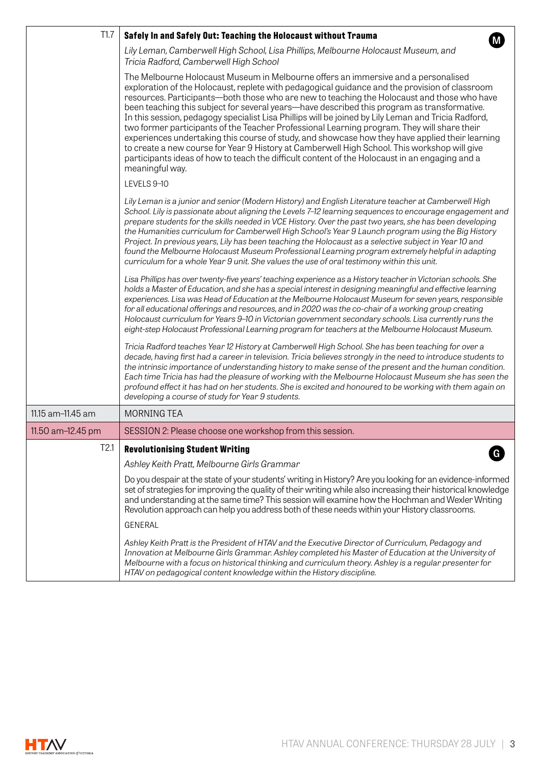| | |
|---|---|
| T1.7 | **Safely In and Safely Out: Teaching the Holocaust without Trauma** (M) |
| | *Lily Leman, Camberwell High School, Lisa Phillips, Melbourne Holocaust Museum, and Tricia Radford, Camberwell High School* |
| | The Melbourne Holocaust Museum in Melbourne offers an immersive and a personalised exploration of the Holocaust, replete with pedagogical guidance and the provision of classroom resources. Participants—both those who are new to teaching the Holocaust and those who have been teaching this subject for several years—have described this program as transformative. In this session, pedagogy specialist Lisa Phillips will be joined by Lily Leman and Tricia Radford, two former participants of the Teacher Professional Learning program. They will share their experiences undertaking this course of study, and showcase how they have applied their learning to create a new course for Year 9 History at Camberwell High School. This workshop will give participants ideas of how to teach the difficult content of the Holocaust in an engaging and a meaningful way. |
| | LEVELS 9–10 |
| | *Lily Leman is a junior and senior (Modern History) and English Literature teacher at Camberwell High School. Lily is passionate about aligning the Levels 7–12 learning sequences to encourage engagement and prepare students for the skills needed in VCE History. Over the past two years, she has been developing the Humanities curriculum for Camberwell High School's Year 9 Launch program using the Big History Project. In previous years, Lily has been teaching the Holocaust as a selective subject in Year 10 and found the Melbourne Holocaust Museum Professional Learning program extremely helpful in adapting curriculum for a whole Year 9 unit. She values the use of oral testimony within this unit.* |
| | *Lisa Phillips has over twenty-five years' teaching experience as a History teacher in Victorian schools. She holds a Master of Education, and she has a special interest in designing meaningful and effective learning experiences. Lisa was Head of Education at the Melbourne Holocaust Museum for seven years, responsible for all educational offerings and resources, and in 2020 was the co-chair of a working group creating Holocaust curriculum for Years 9–10 in Victorian government secondary schools. Lisa currently runs the eight-step Holocaust Professional Learning program for teachers at the Melbourne Holocaust Museum.* |
| | *Tricia Radford teaches Year 12 History at Camberwell High School. She has been teaching for over a decade, having first had a career in television. Tricia believes strongly in the need to introduce students to the intrinsic importance of understanding history to make sense of the present and the human condition. Each time Tricia has had the pleasure of working with the Melbourne Holocaust Museum she has seen the profound effect it has had on her students. She is excited and honoured to be working with them again on developing a course of study for Year 9 students.* |
| 11.15 am–11.45 am | MORNING TEA |
| 11.50 am–12.45 pm | SESSION 2: Please choose one workshop from this session. |
| T2.1 | **Revolutionising Student Writing** (G) |
| | *Ashley Keith Pratt, Melbourne Girls Grammar* |
| | Do you despair at the state of your students' writing in History? Are you looking for an evidence-informed set of strategies for improving the quality of their writing while also increasing their historical knowledge and understanding at the same time? This session will examine how the Hochman and Wexler Writing Revolution approach can help you address both of these needs within your History classrooms. |
| | GENERAL |
| | *Ashley Keith Pratt is the President of HTAV and the Executive Director of Curriculum, Pedagogy and Innovation at Melbourne Girls Grammar. Ashley completed his Master of Education at the University of Melbourne with a focus on historical thinking and curriculum theory. Ashley is a regular presenter for HTAV on pedagogical content knowledge within the History discipline.* |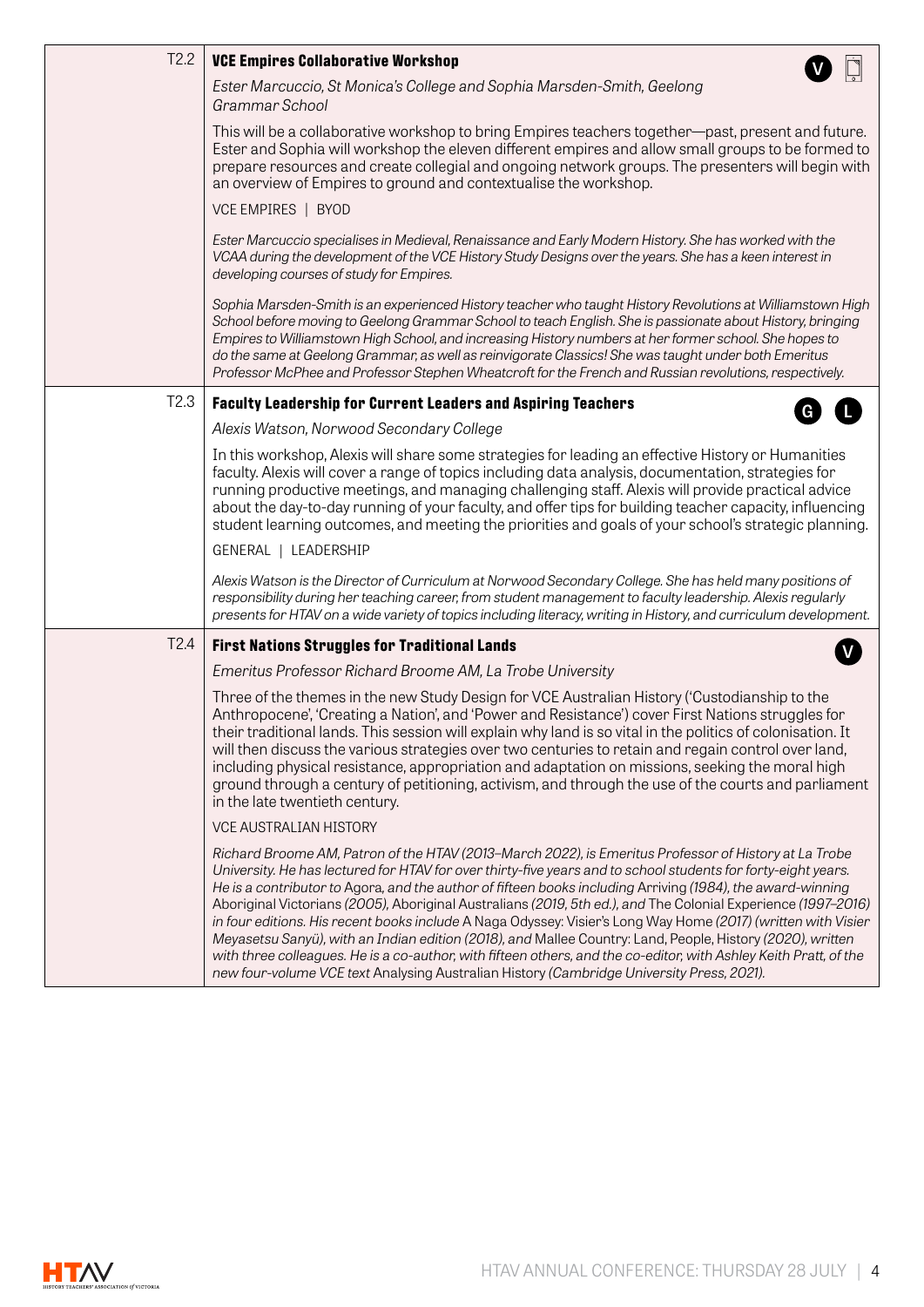## T2.2 VCE Empires Collaborative Workshop

V

*Ester Marcuccio, St Monica's College and Sophia Marsden-Smith, Geelong Grammar School*

This will be a collaborative workshop to bring Empires teachers together—past, present and future. Ester and Sophia will workshop the eleven different empires and allow small groups to be formed to prepare resources and create collegial and ongoing network groups. The presenters will begin with an overview of Empires to ground and contextualise the workshop.

VCE EMPIRES | BYOD

*Ester Marcuccio specialises in Medieval, Renaissance and Early Modern History. She has worked with the VCAA during the development of the VCE History Study Designs over the years. She has a keen interest in developing courses of study for Empires.*

*Sophia Marsden-Smith is an experienced History teacher who taught History Revolutions at Williamstown High School before moving to Geelong Grammar School to teach English. She is passionate about History, bringing Empires to Williamstown High School, and increasing History numbers at her former school. She hopes to do the same at Geelong Grammar, as well as reinvigorate Classics! She was taught under both Emeritus Professor McPhee and Professor Stephen Wheatcroft for the French and Russian revolutions, respectively.*

## T2.3 Faculty Leadership for Current Leaders and Aspiring Teachers

G L

*Alexis Watson, Norwood Secondary College*

In this workshop, Alexis will share some strategies for leading an effective History or Humanities faculty. Alexis will cover a range of topics including data analysis, documentation, strategies for running productive meetings, and managing challenging staff. Alexis will provide practical advice about the day-to-day running of your faculty, and offer tips for building teacher capacity, influencing student learning outcomes, and meeting the priorities and goals of your school's strategic planning.

GENERAL | LEADERSHIP

*Alexis Watson is the Director of Curriculum at Norwood Secondary College. She has held many positions of responsibility during her teaching career, from student management to faculty leadership. Alexis regularly presents for HTAV on a wide variety of topics including literacy, writing in History, and curriculum development.*

## T2.4 First Nations Struggles for Traditional Lands

V

*Emeritus Professor Richard Broome AM, La Trobe University*

Three of the themes in the new Study Design for VCE Australian History ('Custodianship to the Anthropocene', 'Creating a Nation', and 'Power and Resistance') cover First Nations struggles for their traditional lands. This session will explain why land is so vital in the politics of colonisation. It will then discuss the various strategies over two centuries to retain and regain control over land, including physical resistance, appropriation and adaptation on missions, seeking the moral high ground through a century of petitioning, activism, and through the use of the courts and parliament in the late twentieth century.

VCE AUSTRALIAN HISTORY

*Richard Broome AM, Patron of the HTAV (2013–March 2022), is Emeritus Professor of History at La Trobe University. He has lectured for HTAV for over thirty-five years and to school students for forty-eight years. He is a contributor to* Agora, *and the author of fifteen books including* Arriving *(1984), the award-winning* Aboriginal Victorians *(2005),* Aboriginal Australians *(2019, 5th ed.), and* The Colonial Experience *(1997–2016) in four editions. His recent books include* A Naga Odyssey: Visier's Long Way Home *(2017) (written with Visier Meyasetsu Sanyü), with an Indian edition (2018), and* Mallee Country: Land, People, History *(2020), written with three colleagues. He is a co-author, with fifteen others, and the co-editor, with Ashley Keith Pratt, of the new four-volume VCE text* Analysing Australian History *(Cambridge University Press, 2021).*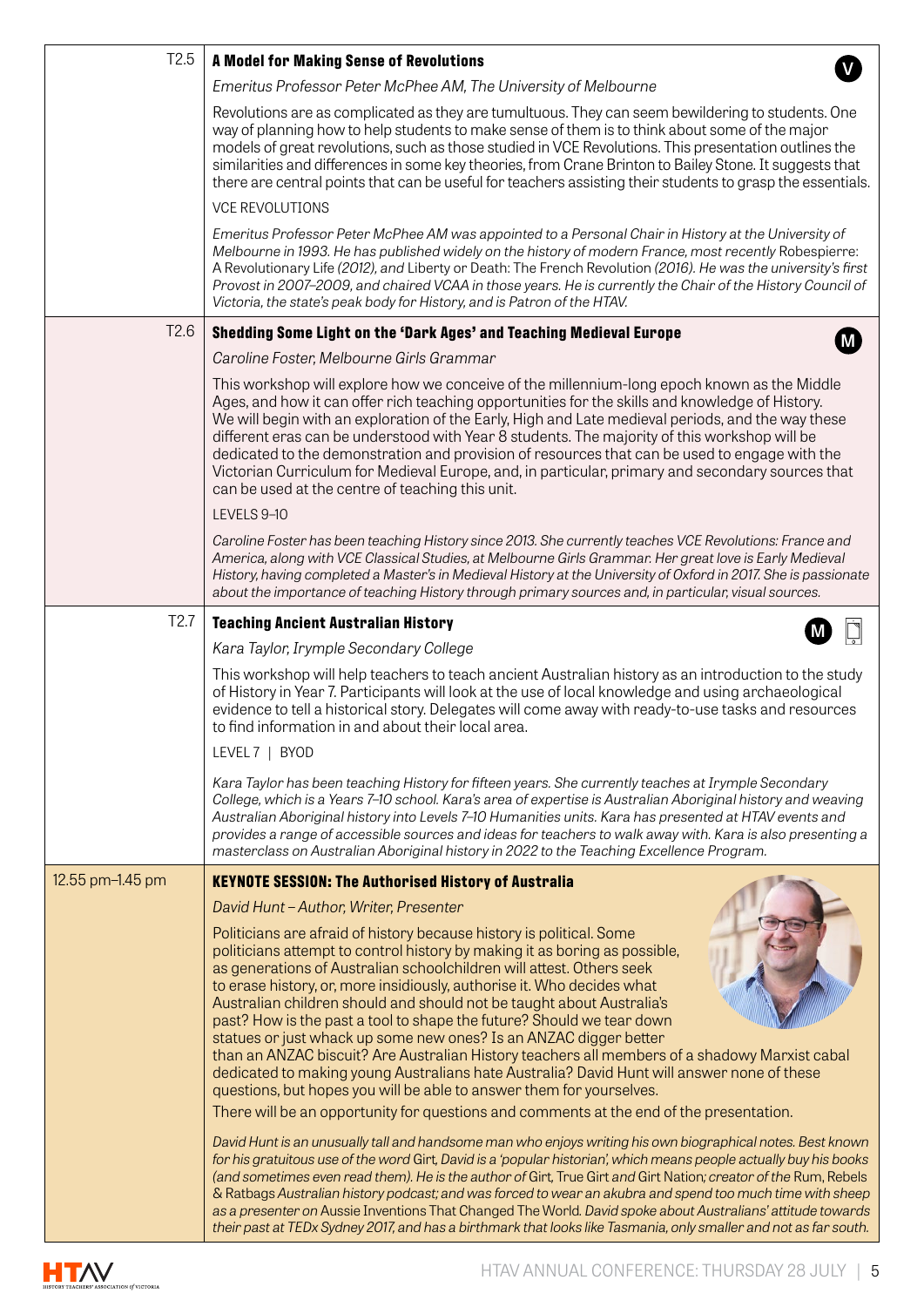**T2.5**

### A Model for Making Sense of Revolutions

V

*Emeritus Professor Peter McPhee AM, The University of Melbourne*

Revolutions are as complicated as they are tumultuous. They can seem bewildering to students. One way of planning how to help students to make sense of them is to think about some of the major models of great revolutions, such as those studied in VCE Revolutions. This presentation outlines the similarities and differences in some key theories, from Crane Brinton to Bailey Stone. It suggests that there are central points that can be useful for teachers assisting their students to grasp the essentials.

VCE REVOLUTIONS

*Emeritus Professor Peter McPhee AM was appointed to a Personal Chair in History at the University of Melbourne in 1993. He has published widely on the history of modern France, most recently* Robespierre: A Revolutionary Life *(2012), and* Liberty or Death: The French Revolution *(2016). He was the university's first Provost in 2007–2009, and chaired VCAA in those years. He is currently the Chair of the History Council of Victoria, the state's peak body for History, and is Patron of the HTAV.*

**T2.6**

### Shedding Some Light on the 'Dark Ages' and Teaching Medieval Europe

M

*Caroline Foster, Melbourne Girls Grammar*

This workshop will explore how we conceive of the millennium-long epoch known as the Middle Ages, and how it can offer rich teaching opportunities for the skills and knowledge of History. We will begin with an exploration of the Early, High and Late medieval periods, and the way these different eras can be understood with Year 8 students. The majority of this workshop will be dedicated to the demonstration and provision of resources that can be used to engage with the Victorian Curriculum for Medieval Europe, and, in particular, primary and secondary sources that can be used at the centre of teaching this unit.

LEVELS 9–10

*Caroline Foster has been teaching History since 2013. She currently teaches VCE Revolutions: France and America, along with VCE Classical Studies, at Melbourne Girls Grammar. Her great love is Early Medieval History, having completed a Master's in Medieval History at the University of Oxford in 2017. She is passionate about the importance of teaching History through primary sources and, in particular, visual sources.*

**T2.7**

### Teaching Ancient Australian History

M

*Kara Taylor, Irymple Secondary College*

This workshop will help teachers to teach ancient Australian history as an introduction to the study of History in Year 7. Participants will look at the use of local knowledge and using archaeological evidence to tell a historical story. Delegates will come away with ready-to-use tasks and resources to find information in and about their local area.

LEVEL 7 | BYOD

*Kara Taylor has been teaching History for fifteen years. She currently teaches at Irymple Secondary College, which is a Years 7–10 school. Kara's area of expertise is Australian Aboriginal history and weaving Australian Aboriginal history into Levels 7–10 Humanities units. Kara has presented at HTAV events and provides a range of accessible sources and ideas for teachers to walk away with. Kara is also presenting a masterclass on Australian Aboriginal history in 2022 to the Teaching Excellence Program.*

**12.55 pm–1.45 pm**

### KEYNOTE SESSION: The Authorised History of Australia

*David Hunt – Author, Writer, Presenter*

Politicians are afraid of history because history is political. Some politicians attempt to control history by making it as boring as possible, as generations of Australian schoolchildren will attest. Others seek to erase history, or, more insidiously, authorise it. Who decides what Australian children should and should not be taught about Australia's past? How is the past a tool to shape the future? Should we tear down statues or just whack up some new ones? Is an ANZAC digger better than an ANZAC biscuit? Are Australian History teachers all members of a shadowy Marxist cabal dedicated to making young Australians hate Australia? David Hunt will answer none of these questions, but hopes you will be able to answer them for yourselves.

There will be an opportunity for questions and comments at the end of the presentation.

*David Hunt is an unusually tall and handsome man who enjoys writing his own biographical notes. Best known for his gratuitous use of the word* Girt*, David is a 'popular historian', which means people actually buy his books (and sometimes even read them). He is the author of* Girt*,* True Girt *and* Girt Nation*; creator of the* Rum, Rebels & Ratbags *Australian history podcast; and was forced to wear an akubra and spend too much time with sheep as a presenter on* Aussie Inventions That Changed The World*. David spoke about Australians' attitude towards their past at TEDx Sydney 2017, and has a birthmark that looks like Tasmania, only smaller and not as far south.*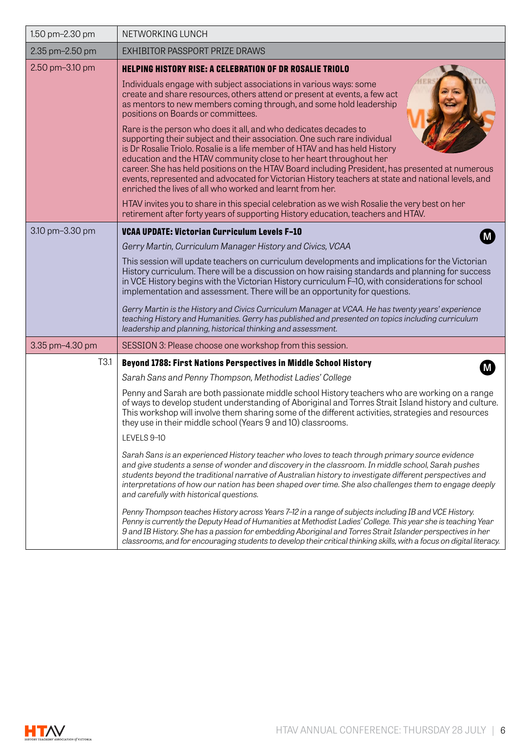| Time | Session |
|---|---|
| 1.50 pm–2.30 pm | NETWORKING LUNCH |
| 2.35 pm–2.50 pm | EXHIBITOR PASSPORT PRIZE DRAWS |
| 2.50 pm–3.10 pm | **HELPING HISTORY RISE: A CELEBRATION OF DR ROSALIE TRIOLO**<br><br>Individuals engage with subject associations in various ways: some create and share resources, others attend or present at events, a few act as mentors to new members coming through, and some hold leadership positions on Boards or committees.<br><br>Rare is the person who does it all, and who dedicates decades to supporting their subject and their association. One such rare individual is Dr Rosalie Triolo. Rosalie is a life member of HTAV and has held History education and the HTAV community close to her heart throughout her career. She has held positions on the HTAV Board including President, has presented at numerous events, represented and advocated for Victorian History teachers at state and national levels, and enriched the lives of all who worked and learnt from her.<br><br>HTAV invites you to share in this special celebration as we wish Rosalie the very best on her retirement after forty years of supporting History education, teachers and HTAV. |
| 3.10 pm–3.30 pm | **VCAA UPDATE: Victorian Curriculum Levels F–10** (M)<br><br>*Gerry Martin, Curriculum Manager History and Civics, VCAA*<br><br>This session will update teachers on curriculum developments and implications for the Victorian History curriculum. There will be a discussion on how raising standards and planning for success in VCE History begins with the Victorian History curriculum F–10, with considerations for school implementation and assessment. There will be an opportunity for questions.<br><br>*Gerry Martin is the History and Civics Curriculum Manager at VCAA. He has twenty years' experience teaching History and Humanities. Gerry has published and presented on topics including curriculum leadership and planning, historical thinking and assessment.* |
| 3.35 pm–4.30 pm | SESSION 3: Please choose one workshop from this session. |
| T3.1 | **Beyond 1788: First Nations Perspectives in Middle School History** (M)<br><br>*Sarah Sans and Penny Thompson, Methodist Ladies' College*<br><br>Penny and Sarah are both passionate middle school History teachers who are working on a range of ways to develop student understanding of Aboriginal and Torres Strait Island history and culture. This workshop will involve them sharing some of the different activities, strategies and resources they use in their middle school (Years 9 and 10) classrooms.<br><br>LEVELS 9–10<br><br>*Sarah Sans is an experienced History teacher who loves to teach through primary source evidence and give students a sense of wonder and discovery in the classroom. In middle school, Sarah pushes students beyond the traditional narrative of Australian history to investigate different perspectives and interpretations of how our nation has been shaped over time. She also challenges them to engage deeply and carefully with historical questions.*<br><br>*Penny Thompson teaches History across Years 7–12 in a range of subjects including IB and VCE History. Penny is currently the Deputy Head of Humanities at Methodist Ladies' College. This year she is teaching Year 9 and IB History. She has a passion for embedding Aboriginal and Torres Strait Islander perspectives in her classrooms, and for encouraging students to develop their critical thinking skills, with a focus on digital literacy.* |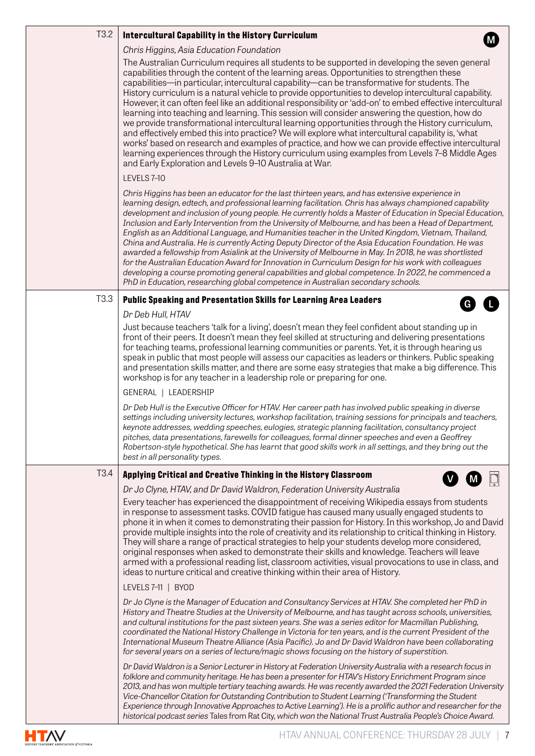### T3.2 Intercultural Capability in the History Curriculum

M

*Chris Higgins, Asia Education Foundation*

The Australian Curriculum requires all students to be supported in developing the seven general capabilities through the content of the learning areas. Opportunities to strengthen these capabilities—in particular, intercultural capability—can be transformative for students. The History curriculum is a natural vehicle to provide opportunities to develop intercultural capability. However, it can often feel like an additional responsibility or 'add-on' to embed effective intercultural learning into teaching and learning. This session will consider answering the question, how do we provide transformational intercultural learning opportunities through the History curriculum, and effectively embed this into practice? We will explore what intercultural capability is, 'what works' based on research and examples of practice, and how we can provide effective intercultural learning experiences through the History curriculum using examples from Levels 7–8 Middle Ages and Early Exploration and Levels 9–10 Australia at War.

LEVELS 7–10

*Chris Higgins has been an educator for the last thirteen years, and has extensive experience in learning design, edtech, and professional learning facilitation. Chris has always championed capability development and inclusion of young people. He currently holds a Master of Education in Special Education, Inclusion and Early Intervention from the University of Melbourne, and has been a Head of Department, English as an Additional Language, and Humanities teacher in the United Kingdom, Vietnam, Thailand, China and Australia. He is currently Acting Deputy Director of the Asia Education Foundation. He was awarded a fellowship from Asialink at the University of Melbourne in May. In 2018, he was shortlisted for the Australian Education Award for Innovation in Curriculum Design for his work with colleagues developing a course promoting general capabilities and global competence. In 2022, he commenced a PhD in Education, researching global competence in Australian secondary schools.*

### T3.3 Public Speaking and Presentation Skills for Learning Area Leaders

G L

*Dr Deb Hull, HTAV*

Just because teachers 'talk for a living', doesn't mean they feel confident about standing up in front of their peers. It doesn't mean they feel skilled at structuring and delivering presentations for teaching teams, professional learning communities or parents. Yet, it is through hearing us speak in public that most people will assess our capacities as leaders or thinkers. Public speaking and presentation skills matter, and there are some easy strategies that make a big difference. This workshop is for any teacher in a leadership role or preparing for one.

GENERAL | LEADERSHIP

*Dr Deb Hull is the Executive Officer for HTAV. Her career path has involved public speaking in diverse settings including university lectures, workshop facilitation, training sessions for principals and teachers, keynote addresses, wedding speeches, eulogies, strategic planning facilitation, consultancy project pitches, data presentations, farewells for colleagues, formal dinner speeches and even a Geoffrey Robertson-style hypothetical. She has learnt that good skills work in all settings, and they bring out the best in all personality types.*

### T3.4 Applying Critical and Creative Thinking in the History Classroom

V M

*Dr Jo Clyne, HTAV, and Dr David Waldron, Federation University Australia*

Every teacher has experienced the disappointment of receiving Wikipedia essays from students in response to assessment tasks. COVID fatigue has caused many usually engaged students to phone it in when it comes to demonstrating their passion for History. In this workshop, Jo and David provide multiple insights into the role of creativity and its relationship to critical thinking in History. They will share a range of practical strategies to help your students develop more considered, original responses when asked to demonstrate their skills and knowledge. Teachers will leave armed with a professional reading list, classroom activities, visual provocations to use in class, and ideas to nurture critical and creative thinking within their area of History.

LEVELS 7–11 | BYOD

*Dr Jo Clyne is the Manager of Education and Consultancy Services at HTAV. She completed her PhD in History and Theatre Studies at the University of Melbourne, and has taught across schools, universities, and cultural institutions for the past sixteen years. She was a series editor for Macmillan Publishing, coordinated the National History Challenge in Victoria for ten years, and is the current President of the International Museum Theatre Alliance (Asia Pacific). Jo and Dr David Waldron have been collaborating for several years on a series of lecture/magic shows focusing on the history of superstition.*

*Dr David Waldron is a Senior Lecturer in History at Federation University Australia with a research focus in folklore and community heritage. He has been a presenter for HTAV's History Enrichment Program since 2013, and has won multiple tertiary teaching awards. He was recently awarded the 2021 Federation University Vice-Chancellor Citation for Outstanding Contribution to Student Learning ('Transforming the Student Experience through Innovative Approaches to Active Learning'). He is a prolific author and researcher for the historical podcast series* Tales from Rat City, *which won the National Trust Australia People's Choice Award.*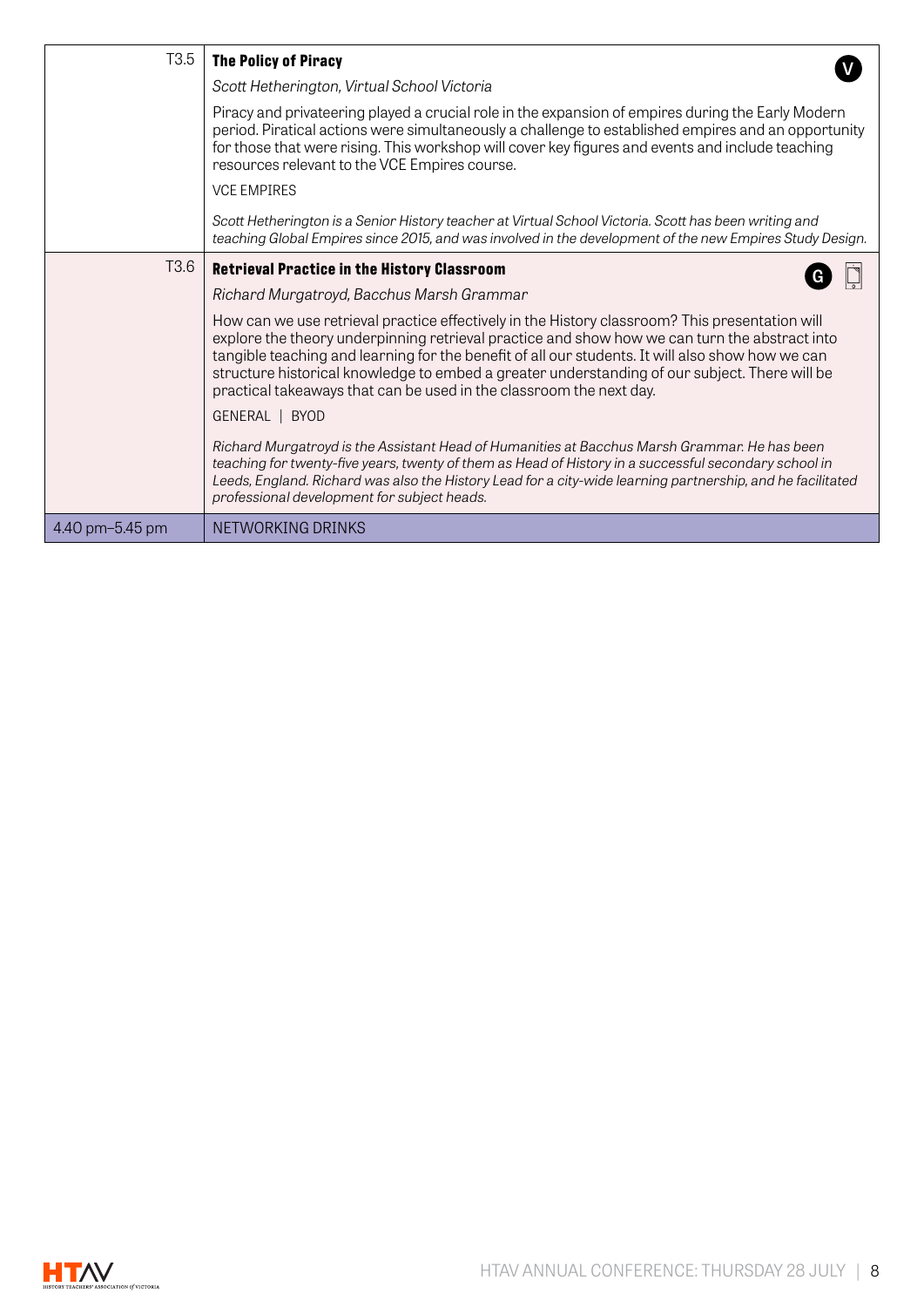| | |
|---|---|
| T3.5 | **The Policy of Piracy** V<br>*Scott Hetherington, Virtual School Victoria*<br>Piracy and privateering played a crucial role in the expansion of empires during the Early Modern period. Piratical actions were simultaneously a challenge to established empires and an opportunity for those that were rising. This workshop will cover key figures and events and include teaching resources relevant to the VCE Empires course.<br>VCE EMPIRES<br>*Scott Hetherington is a Senior History teacher at Virtual School Victoria. Scott has been writing and teaching Global Empires since 2015, and was involved in the development of the new Empires Study Design.* |
| T3.6 | **Retrieval Practice in the History Classroom** G<br>*Richard Murgatroyd, Bacchus Marsh Grammar*<br>How can we use retrieval practice effectively in the History classroom? This presentation will explore the theory underpinning retrieval practice and show how we can turn the abstract into tangible teaching and learning for the benefit of all our students. It will also show how we can structure historical knowledge to embed a greater understanding of our subject. There will be practical takeaways that can be used in the classroom the next day.<br>GENERAL \| BYOD<br>*Richard Murgatroyd is the Assistant Head of Humanities at Bacchus Marsh Grammar. He has been teaching for twenty-five years, twenty of them as Head of History in a successful secondary school in Leeds, England. Richard was also the History Lead for a city-wide learning partnership, and he facilitated professional development for subject heads.* |
| 4.40 pm–5.45 pm | NETWORKING DRINKS |